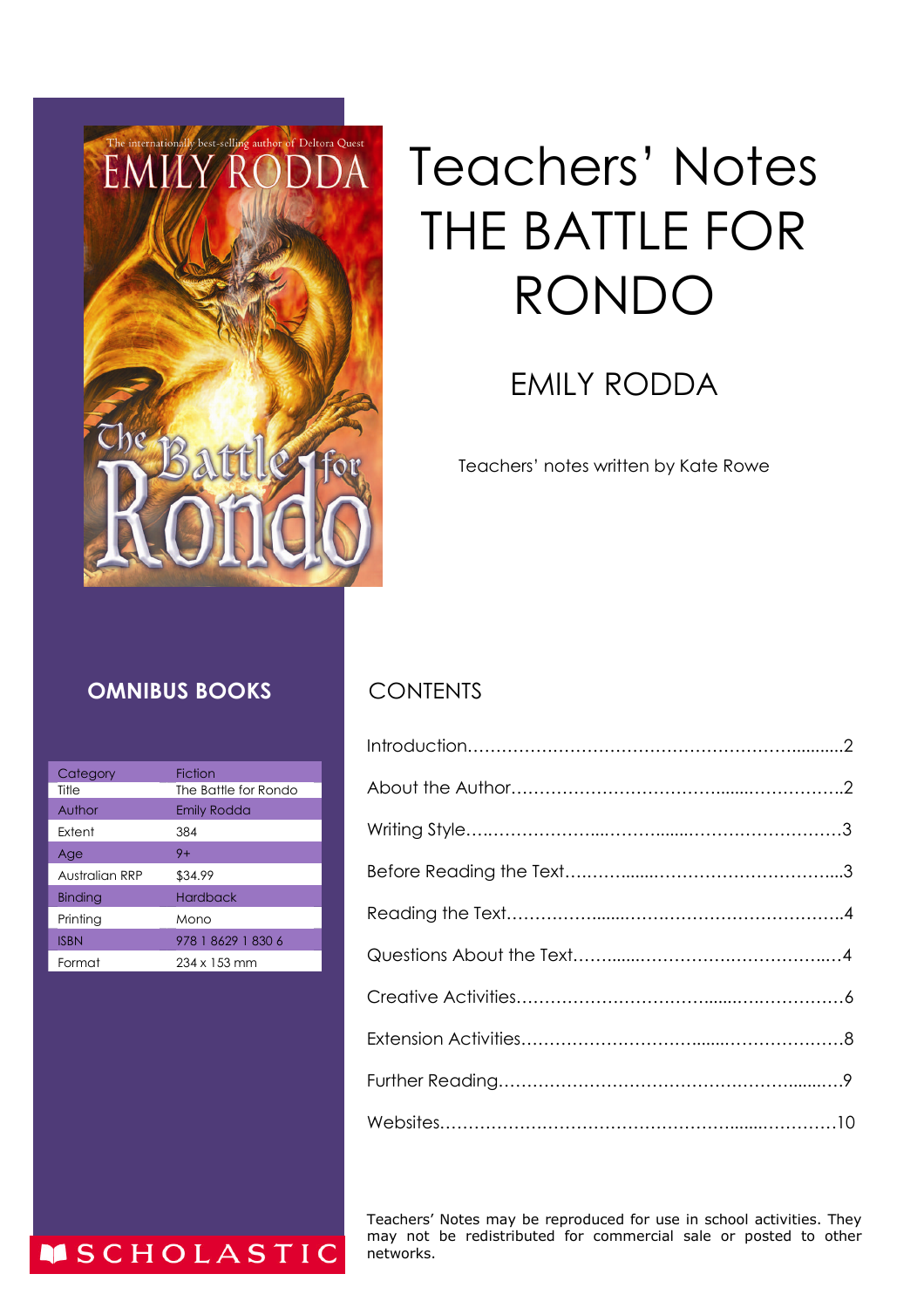# Teachers' Notes THE BATTLE FOR RONDO

## EMILY RODDA

Teachers' notes written by Kate Rowe

**OMNIBUS BOOKS**

| Category | Fiction |
|---|---|
| Title | The Battle for Rondo |
| Author | Emily Rodda |
| Extent | 384 |
| Age | 9+ |
| Australian RRP | $34.99 |
| Binding | Hardback |
| Printing | Mono |
| ISBN | 978 1 8629 1 830 6 |
| Format | 234 x 153 mm |

## CONTENTS

Introduction..........2

About the Author..........2

Writing Style..........3

Before Reading the Text..........3

Reading the Text..........4

Questions About the Text..........4

Creative Activities..........6

Extension Activities..........8

Further Reading..........9

Websites..........10

Teachers' Notes may be reproduced for use in school activities. They may not be redistributed for commercial sale or posted to other networks.

SCHOLASTIC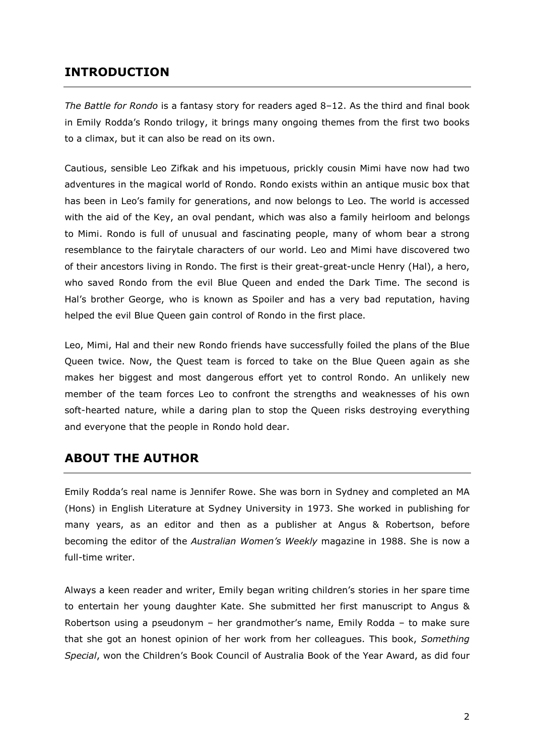## INTRODUCTION

*The Battle for Rondo* is a fantasy story for readers aged 8–12. As the third and final book in Emily Rodda's Rondo trilogy, it brings many ongoing themes from the first two books to a climax, but it can also be read on its own.

Cautious, sensible Leo Zifkak and his impetuous, prickly cousin Mimi have now had two adventures in the magical world of Rondo. Rondo exists within an antique music box that has been in Leo's family for generations, and now belongs to Leo. The world is accessed with the aid of the Key, an oval pendant, which was also a family heirloom and belongs to Mimi. Rondo is full of unusual and fascinating people, many of whom bear a strong resemblance to the fairytale characters of our world. Leo and Mimi have discovered two of their ancestors living in Rondo. The first is their great-great-uncle Henry (Hal), a hero, who saved Rondo from the evil Blue Queen and ended the Dark Time. The second is Hal's brother George, who is known as Spoiler and has a very bad reputation, having helped the evil Blue Queen gain control of Rondo in the first place.

Leo, Mimi, Hal and their new Rondo friends have successfully foiled the plans of the Blue Queen twice. Now, the Quest team is forced to take on the Blue Queen again as she makes her biggest and most dangerous effort yet to control Rondo. An unlikely new member of the team forces Leo to confront the strengths and weaknesses of his own soft-hearted nature, while a daring plan to stop the Queen risks destroying everything and everyone that the people in Rondo hold dear.

## ABOUT THE AUTHOR

Emily Rodda's real name is Jennifer Rowe. She was born in Sydney and completed an MA (Hons) in English Literature at Sydney University in 1973. She worked in publishing for many years, as an editor and then as a publisher at Angus & Robertson, before becoming the editor of the *Australian Women's Weekly* magazine in 1988. She is now a full-time writer.

Always a keen reader and writer, Emily began writing children's stories in her spare time to entertain her young daughter Kate. She submitted her first manuscript to Angus & Robertson using a pseudonym – her grandmother's name, Emily Rodda – to make sure that she got an honest opinion of her work from her colleagues. This book, *Something Special*, won the Children's Book Council of Australia Book of the Year Award, as did four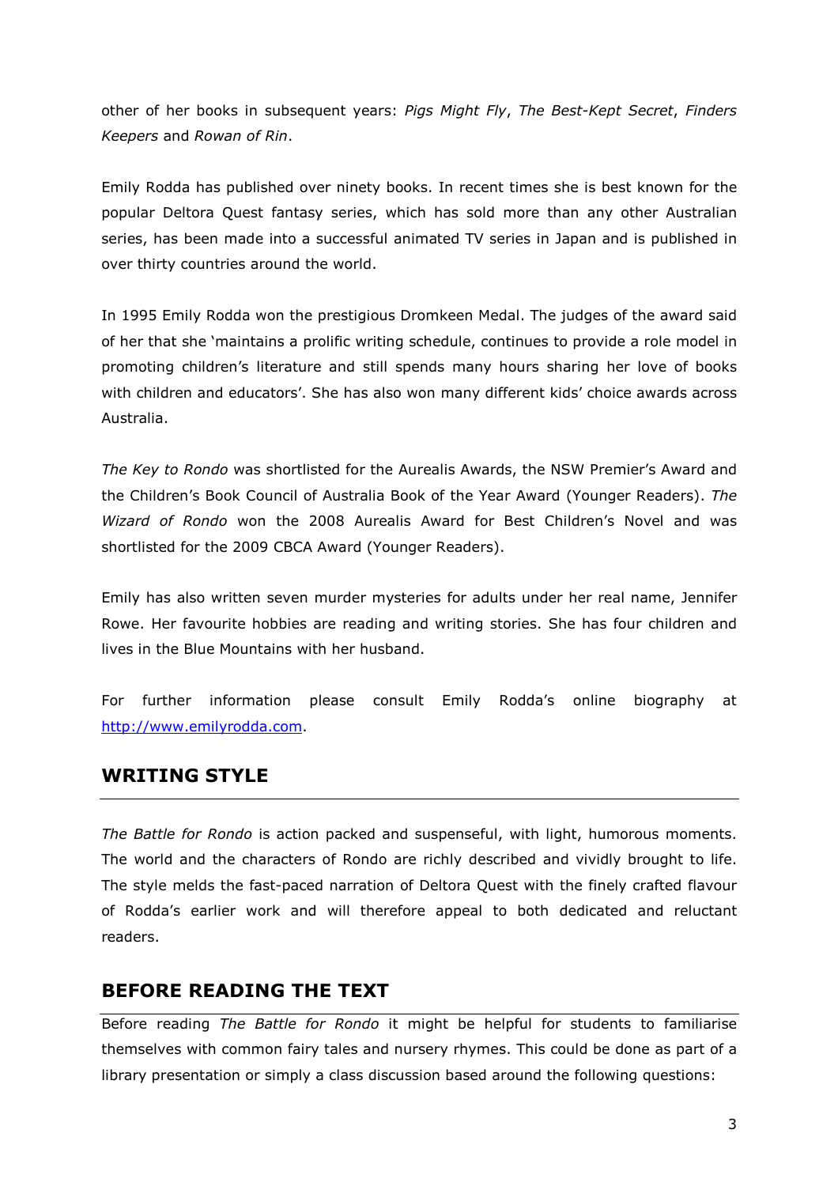other of her books in subsequent years: *Pigs Might Fly*, *The Best-Kept Secret*, *Finders Keepers* and *Rowan of Rin*.

Emily Rodda has published over ninety books. In recent times she is best known for the popular Deltora Quest fantasy series, which has sold more than any other Australian series, has been made into a successful animated TV series in Japan and is published in over thirty countries around the world.

In 1995 Emily Rodda won the prestigious Dromkeen Medal. The judges of the award said of her that she 'maintains a prolific writing schedule, continues to provide a role model in promoting children's literature and still spends many hours sharing her love of books with children and educators'. She has also won many different kids' choice awards across Australia.

*The Key to Rondo* was shortlisted for the Aurealis Awards, the NSW Premier's Award and the Children's Book Council of Australia Book of the Year Award (Younger Readers). *The Wizard of Rondo* won the 2008 Aurealis Award for Best Children's Novel and was shortlisted for the 2009 CBCA Award (Younger Readers).

Emily has also written seven murder mysteries for adults under her real name, Jennifer Rowe. Her favourite hobbies are reading and writing stories. She has four children and lives in the Blue Mountains with her husband.

For further information please consult Emily Rodda's online biography at [http://www.emilyrodda.com](http://www.emilyrodda.com).

## WRITING STYLE

*The Battle for Rondo* is action packed and suspenseful, with light, humorous moments. The world and the characters of Rondo are richly described and vividly brought to life. The style melds the fast-paced narration of Deltora Quest with the finely crafted flavour of Rodda's earlier work and will therefore appeal to both dedicated and reluctant readers.

## BEFORE READING THE TEXT

Before reading *The Battle for Rondo* it might be helpful for students to familiarise themselves with common fairy tales and nursery rhymes. This could be done as part of a library presentation or simply a class discussion based around the following questions: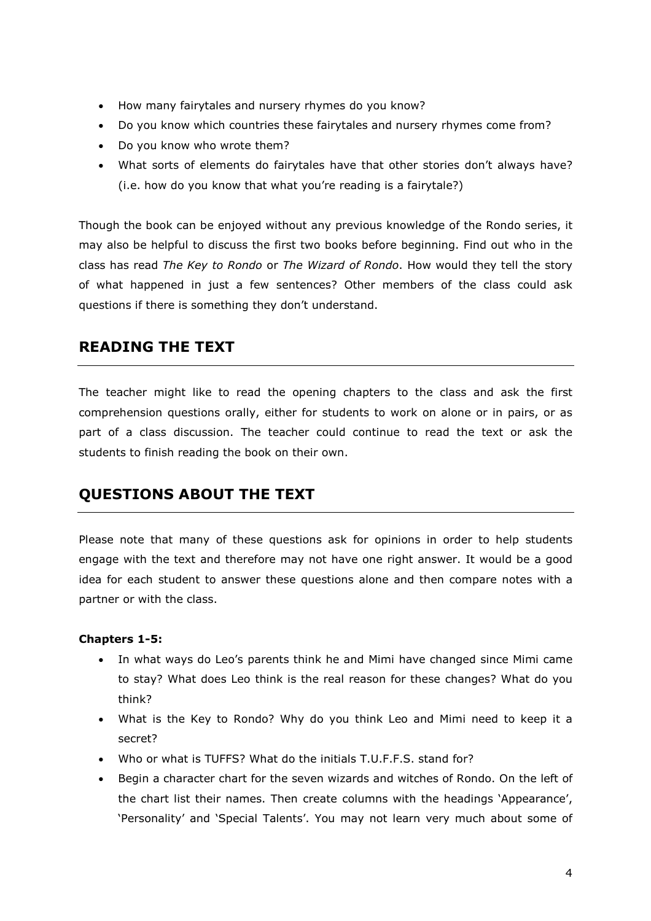- How many fairytales and nursery rhymes do you know?
- Do you know which countries these fairytales and nursery rhymes come from?
- Do you know who wrote them?
- What sorts of elements do fairytales have that other stories don't always have? (i.e. how do you know that what you're reading is a fairytale?)

Though the book can be enjoyed without any previous knowledge of the Rondo series, it may also be helpful to discuss the first two books before beginning. Find out who in the class has read *The Key to Rondo* or *The Wizard of Rondo*. How would they tell the story of what happened in just a few sentences? Other members of the class could ask questions if there is something they don't understand.

## READING THE TEXT

The teacher might like to read the opening chapters to the class and ask the first comprehension questions orally, either for students to work on alone or in pairs, or as part of a class discussion. The teacher could continue to read the text or ask the students to finish reading the book on their own.

## QUESTIONS ABOUT THE TEXT

Please note that many of these questions ask for opinions in order to help students engage with the text and therefore may not have one right answer. It would be a good idea for each student to answer these questions alone and then compare notes with a partner or with the class.

**Chapters 1-5:**

- In what ways do Leo's parents think he and Mimi have changed since Mimi came to stay? What does Leo think is the real reason for these changes? What do you think?
- What is the Key to Rondo? Why do you think Leo and Mimi need to keep it a secret?
- Who or what is TUFFS? What do the initials T.U.F.F.S. stand for?
- Begin a character chart for the seven wizards and witches of Rondo. On the left of the chart list their names. Then create columns with the headings 'Appearance', 'Personality' and 'Special Talents'. You may not learn very much about some of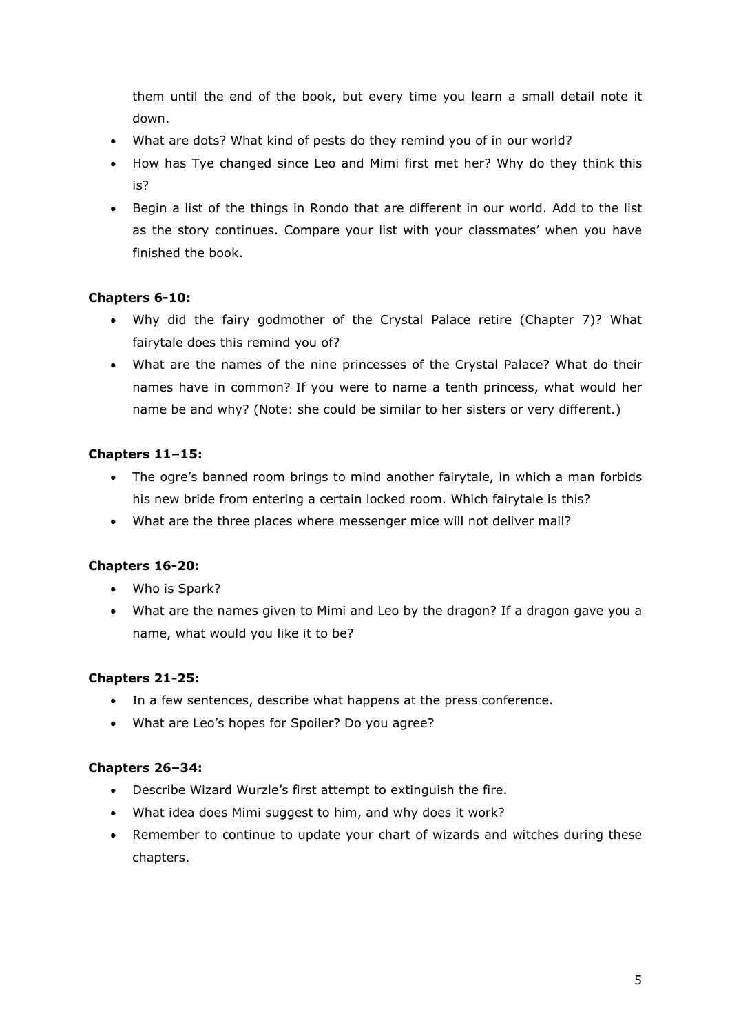them until the end of the book, but every time you learn a small detail note it down.

- What are dots? What kind of pests do they remind you of in our world?
- How has Tye changed since Leo and Mimi first met her? Why do they think this is?
- Begin a list of the things in Rondo that are different in our world. Add to the list as the story continues. Compare your list with your classmates' when you have finished the book.

**Chapters 6-10:**

- Why did the fairy godmother of the Crystal Palace retire (Chapter 7)? What fairytale does this remind you of?
- What are the names of the nine princesses of the Crystal Palace? What do their names have in common? If you were to name a tenth princess, what would her name be and why? (Note: she could be similar to her sisters or very different.)

**Chapters 11–15:**

- The ogre's banned room brings to mind another fairytale, in which a man forbids his new bride from entering a certain locked room. Which fairytale is this?
- What are the three places where messenger mice will not deliver mail?

**Chapters 16-20:**

- Who is Spark?
- What are the names given to Mimi and Leo by the dragon? If a dragon gave you a name, what would you like it to be?

**Chapters 21-25:**

- In a few sentences, describe what happens at the press conference.
- What are Leo's hopes for Spoiler? Do you agree?

**Chapters 26–34:**

- Describe Wizard Wurzle's first attempt to extinguish the fire.
- What idea does Mimi suggest to him, and why does it work?
- Remember to continue to update your chart of wizards and witches during these chapters.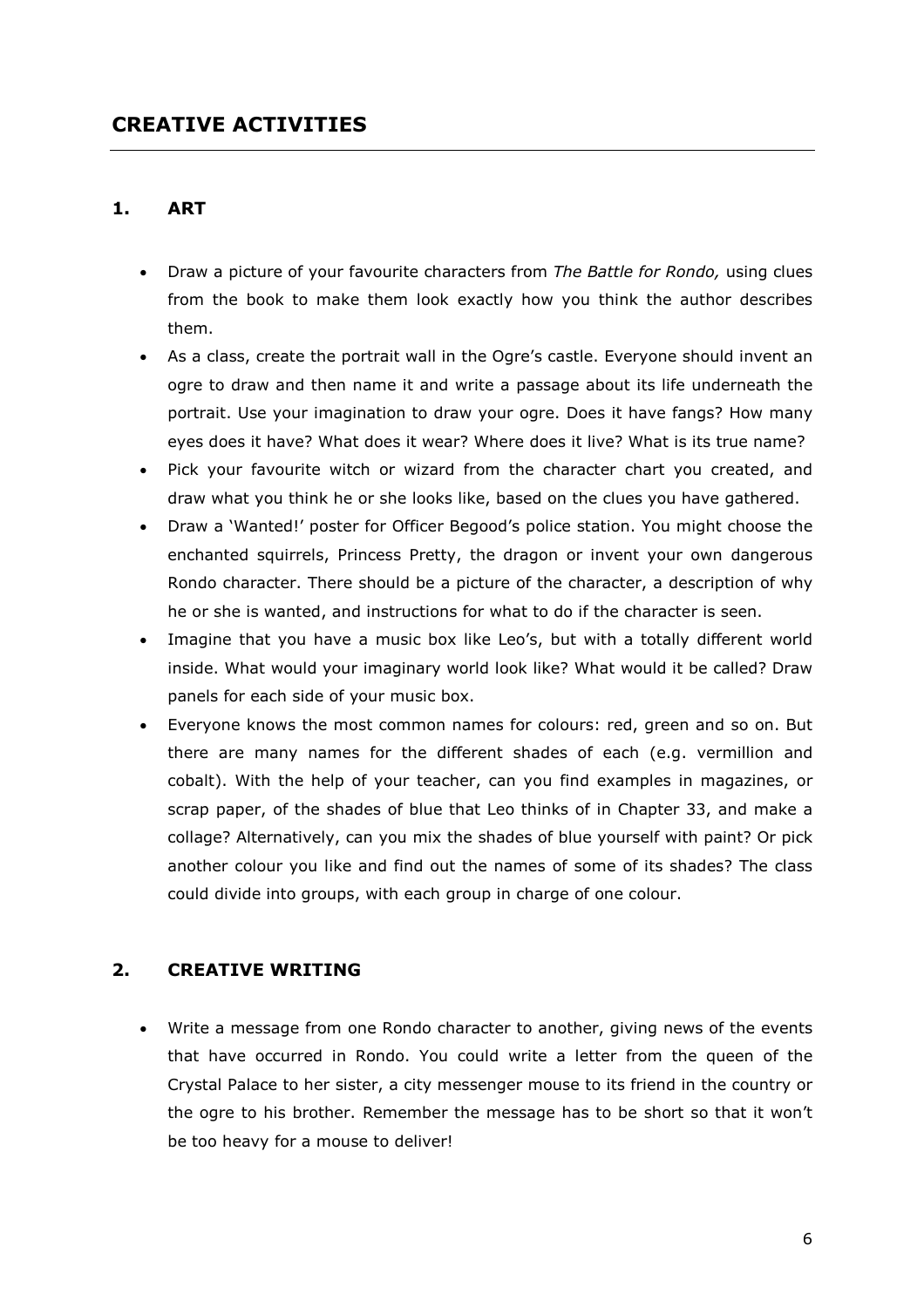# CREATIVE ACTIVITIES

## 1. ART

- Draw a picture of your favourite characters from *The Battle for Rondo,* using clues from the book to make them look exactly how you think the author describes them.
- As a class, create the portrait wall in the Ogre's castle. Everyone should invent an ogre to draw and then name it and write a passage about its life underneath the portrait. Use your imagination to draw your ogre. Does it have fangs? How many eyes does it have? What does it wear? Where does it live? What is its true name?
- Pick your favourite witch or wizard from the character chart you created, and draw what you think he or she looks like, based on the clues you have gathered.
- Draw a 'Wanted!' poster for Officer Begood's police station. You might choose the enchanted squirrels, Princess Pretty, the dragon or invent your own dangerous Rondo character. There should be a picture of the character, a description of why he or she is wanted, and instructions for what to do if the character is seen.
- Imagine that you have a music box like Leo's, but with a totally different world inside. What would your imaginary world look like? What would it be called? Draw panels for each side of your music box.
- Everyone knows the most common names for colours: red, green and so on. But there are many names for the different shades of each (e.g. vermillion and cobalt). With the help of your teacher, can you find examples in magazines, or scrap paper, of the shades of blue that Leo thinks of in Chapter 33, and make a collage? Alternatively, can you mix the shades of blue yourself with paint? Or pick another colour you like and find out the names of some of its shades? The class could divide into groups, with each group in charge of one colour.

## 2. CREATIVE WRITING

- Write a message from one Rondo character to another, giving news of the events that have occurred in Rondo. You could write a letter from the queen of the Crystal Palace to her sister, a city messenger mouse to its friend in the country or the ogre to his brother. Remember the message has to be short so that it won't be too heavy for a mouse to deliver!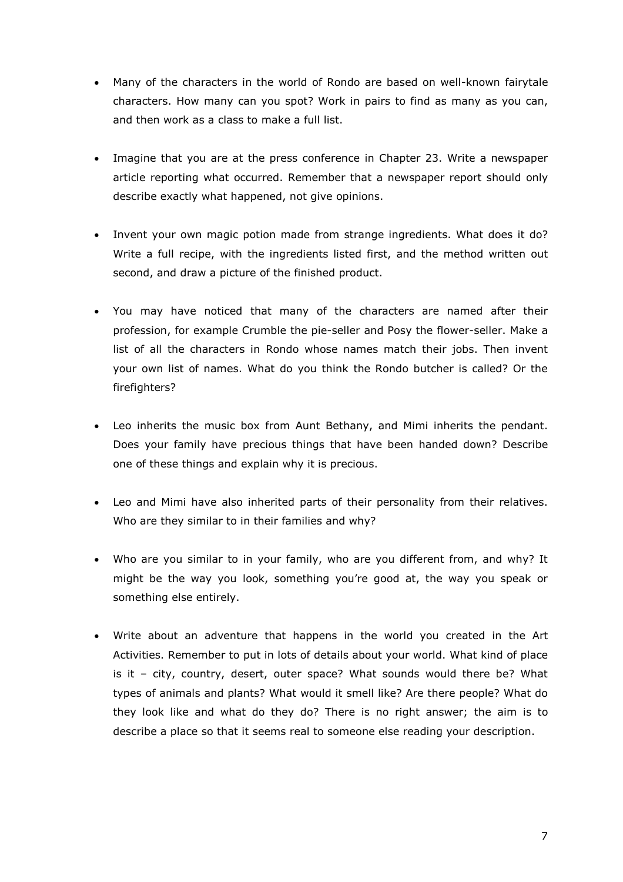- Many of the characters in the world of Rondo are based on well-known fairytale characters. How many can you spot? Work in pairs to find as many as you can, and then work as a class to make a full list.

- Imagine that you are at the press conference in Chapter 23. Write a newspaper article reporting what occurred. Remember that a newspaper report should only describe exactly what happened, not give opinions.

- Invent your own magic potion made from strange ingredients. What does it do? Write a full recipe, with the ingredients listed first, and the method written out second, and draw a picture of the finished product.

- You may have noticed that many of the characters are named after their profession, for example Crumble the pie-seller and Posy the flower-seller. Make a list of all the characters in Rondo whose names match their jobs. Then invent your own list of names. What do you think the Rondo butcher is called? Or the firefighters?

- Leo inherits the music box from Aunt Bethany, and Mimi inherits the pendant. Does your family have precious things that have been handed down? Describe one of these things and explain why it is precious.

- Leo and Mimi have also inherited parts of their personality from their relatives. Who are they similar to in their families and why?

- Who are you similar to in your family, who are you different from, and why? It might be the way you look, something you're good at, the way you speak or something else entirely.

- Write about an adventure that happens in the world you created in the Art Activities. Remember to put in lots of details about your world. What kind of place is it – city, country, desert, outer space? What sounds would there be? What types of animals and plants? What would it smell like? Are there people? What do they look like and what do they do? There is no right answer; the aim is to describe a place so that it seems real to someone else reading your description.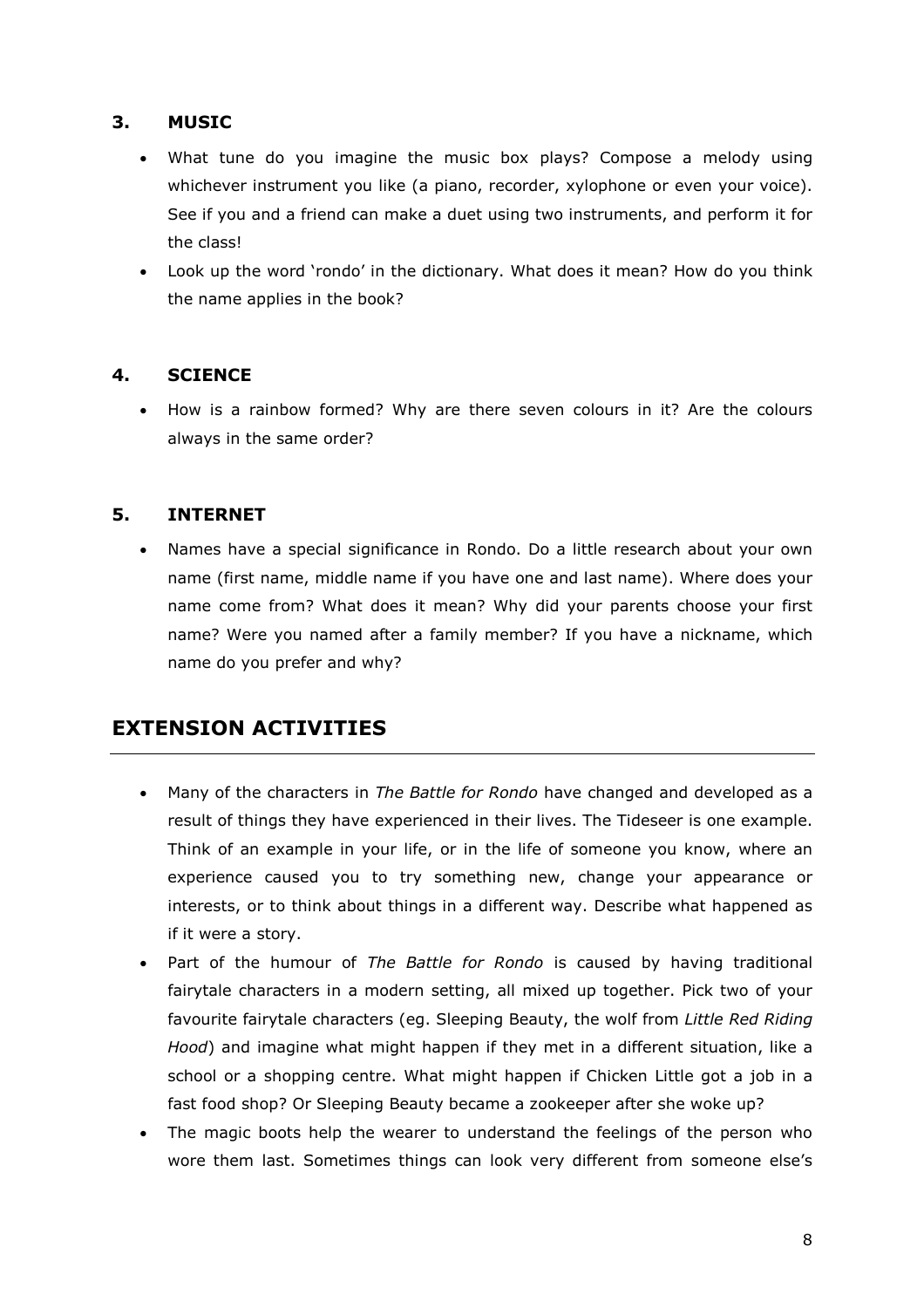### 3. MUSIC

- What tune do you imagine the music box plays? Compose a melody using whichever instrument you like (a piano, recorder, xylophone or even your voice). See if you and a friend can make a duet using two instruments, and perform it for the class!
- Look up the word 'rondo' in the dictionary. What does it mean? How do you think the name applies in the book?

### 4. SCIENCE

- How is a rainbow formed? Why are there seven colours in it? Are the colours always in the same order?

### 5. INTERNET

- Names have a special significance in Rondo. Do a little research about your own name (first name, middle name if you have one and last name). Where does your name come from? What does it mean? Why did your parents choose your first name? Were you named after a family member? If you have a nickname, which name do you prefer and why?

## EXTENSION ACTIVITIES

- Many of the characters in *The Battle for Rondo* have changed and developed as a result of things they have experienced in their lives. The Tideseer is one example. Think of an example in your life, or in the life of someone you know, where an experience caused you to try something new, change your appearance or interests, or to think about things in a different way. Describe what happened as if it were a story.
- Part of the humour of *The Battle for Rondo* is caused by having traditional fairytale characters in a modern setting, all mixed up together. Pick two of your favourite fairytale characters (eg. Sleeping Beauty, the wolf from *Little Red Riding Hood*) and imagine what might happen if they met in a different situation, like a school or a shopping centre. What might happen if Chicken Little got a job in a fast food shop? Or Sleeping Beauty became a zookeeper after she woke up?
- The magic boots help the wearer to understand the feelings of the person who wore them last. Sometimes things can look very different from someone else's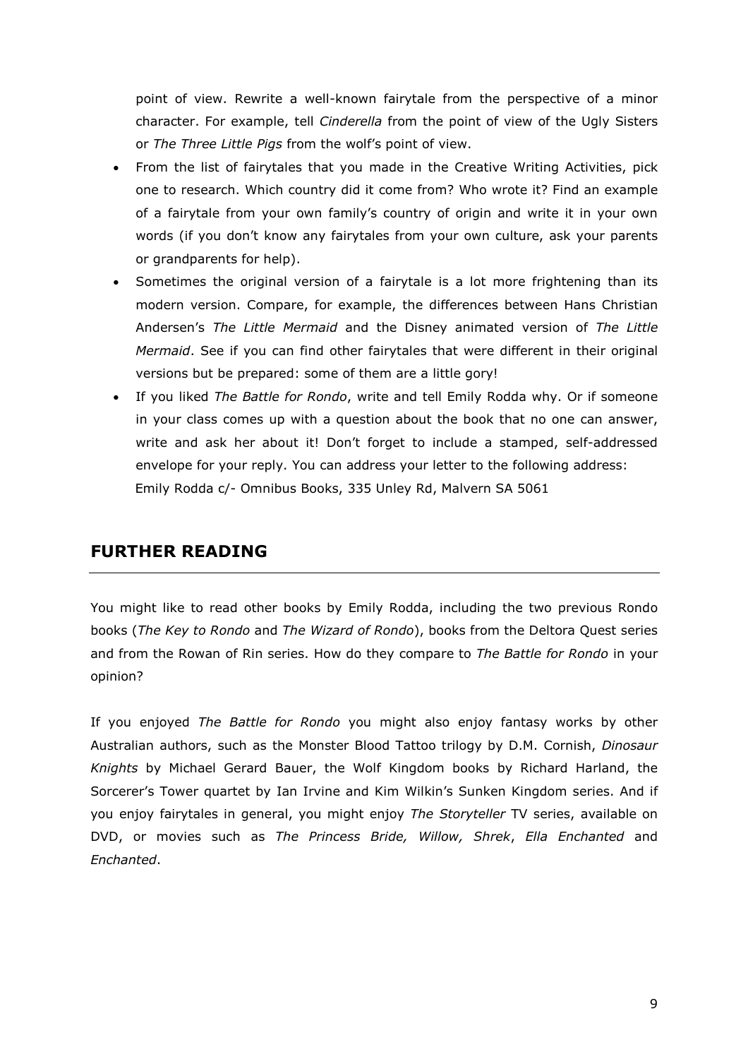point of view. Rewrite a well-known fairytale from the perspective of a minor character. For example, tell *Cinderella* from the point of view of the Ugly Sisters or *The Three Little Pigs* from the wolf's point of view.

- From the list of fairytales that you made in the Creative Writing Activities, pick one to research. Which country did it come from? Who wrote it? Find an example of a fairytale from your own family's country of origin and write it in your own words (if you don't know any fairytales from your own culture, ask your parents or grandparents for help).
- Sometimes the original version of a fairytale is a lot more frightening than its modern version. Compare, for example, the differences between Hans Christian Andersen's *The Little Mermaid* and the Disney animated version of *The Little Mermaid*. See if you can find other fairytales that were different in their original versions but be prepared: some of them are a little gory!
- If you liked *The Battle for Rondo*, write and tell Emily Rodda why. Or if someone in your class comes up with a question about the book that no one can answer, write and ask her about it! Don't forget to include a stamped, self-addressed envelope for your reply. You can address your letter to the following address:
  Emily Rodda c/- Omnibus Books, 335 Unley Rd, Malvern SA 5061

## FURTHER READING

You might like to read other books by Emily Rodda, including the two previous Rondo books (*The Key to Rondo* and *The Wizard of Rondo*), books from the Deltora Quest series and from the Rowan of Rin series. How do they compare to *The Battle for Rondo* in your opinion?

If you enjoyed *The Battle for Rondo* you might also enjoy fantasy works by other Australian authors, such as the Monster Blood Tattoo trilogy by D.M. Cornish, *Dinosaur Knights* by Michael Gerard Bauer, the Wolf Kingdom books by Richard Harland, the Sorcerer's Tower quartet by Ian Irvine and Kim Wilkin's Sunken Kingdom series. And if you enjoy fairytales in general, you might enjoy *The Storyteller* TV series, available on DVD, or movies such as *The Princess Bride, Willow, Shrek*, *Ella Enchanted* and *Enchanted*.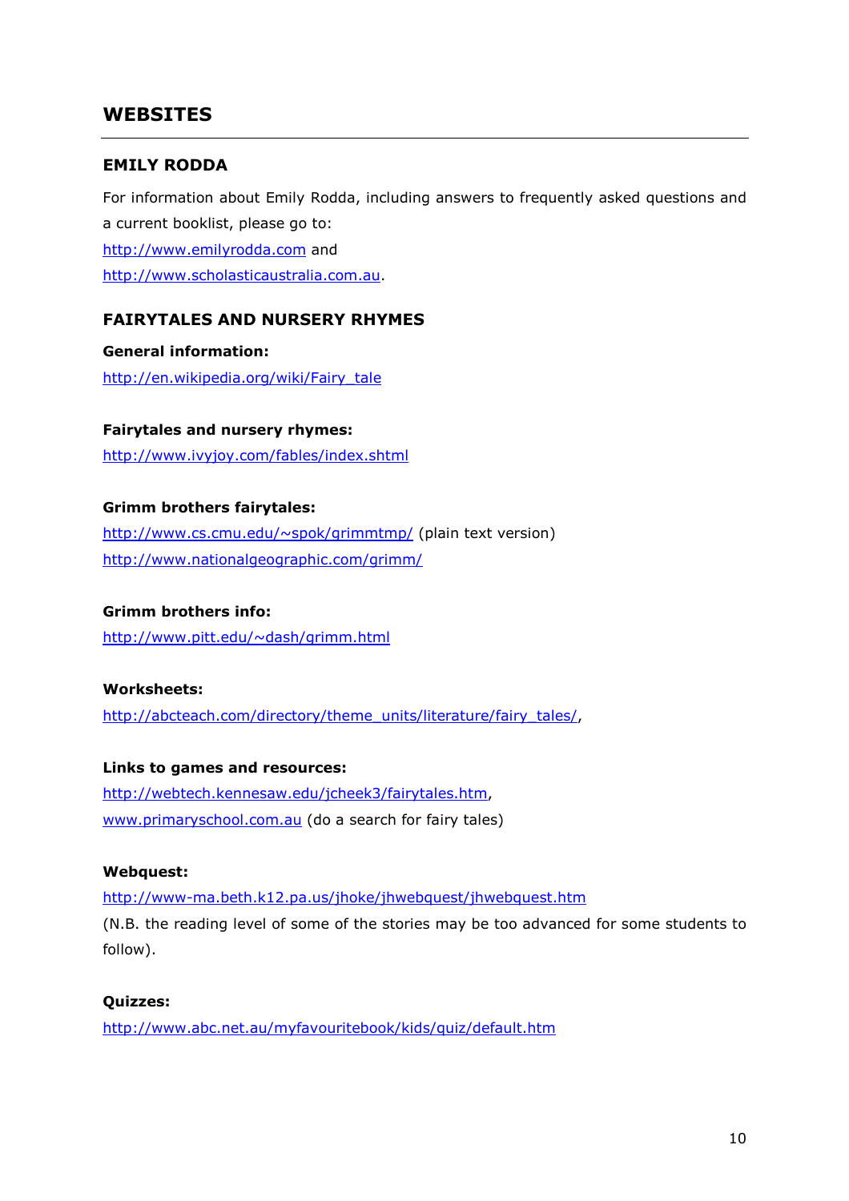## WEBSITES

### EMILY RODDA

For information about Emily Rodda, including answers to frequently asked questions and a current booklist, please go to:
http://www.emilyrodda.com and
http://www.scholasticaustralia.com.au.

### FAIRYTALES AND NURSERY RHYMES

**General information:**
http://en.wikipedia.org/wiki/Fairy_tale

**Fairytales and nursery rhymes:**
http://www.ivyjoy.com/fables/index.shtml

**Grimm brothers fairytales:**
http://www.cs.cmu.edu/~spok/grimmtmp/ (plain text version)
http://www.nationalgeographic.com/grimm/

**Grimm brothers info:**
http://www.pitt.edu/~dash/grimm.html

**Worksheets:**
http://abcteach.com/directory/theme_units/literature/fairy_tales/,

**Links to games and resources:**
http://webtech.kennesaw.edu/jcheek3/fairytales.htm,
www.primaryschool.com.au (do a search for fairy tales)

**Webquest:**
http://www-ma.beth.k12.pa.us/jhoke/jhwebquest/jhwebquest.htm
(N.B. the reading level of some of the stories may be too advanced for some students to follow).

**Quizzes:**
http://www.abc.net.au/myfavouritebook/kids/quiz/default.htm